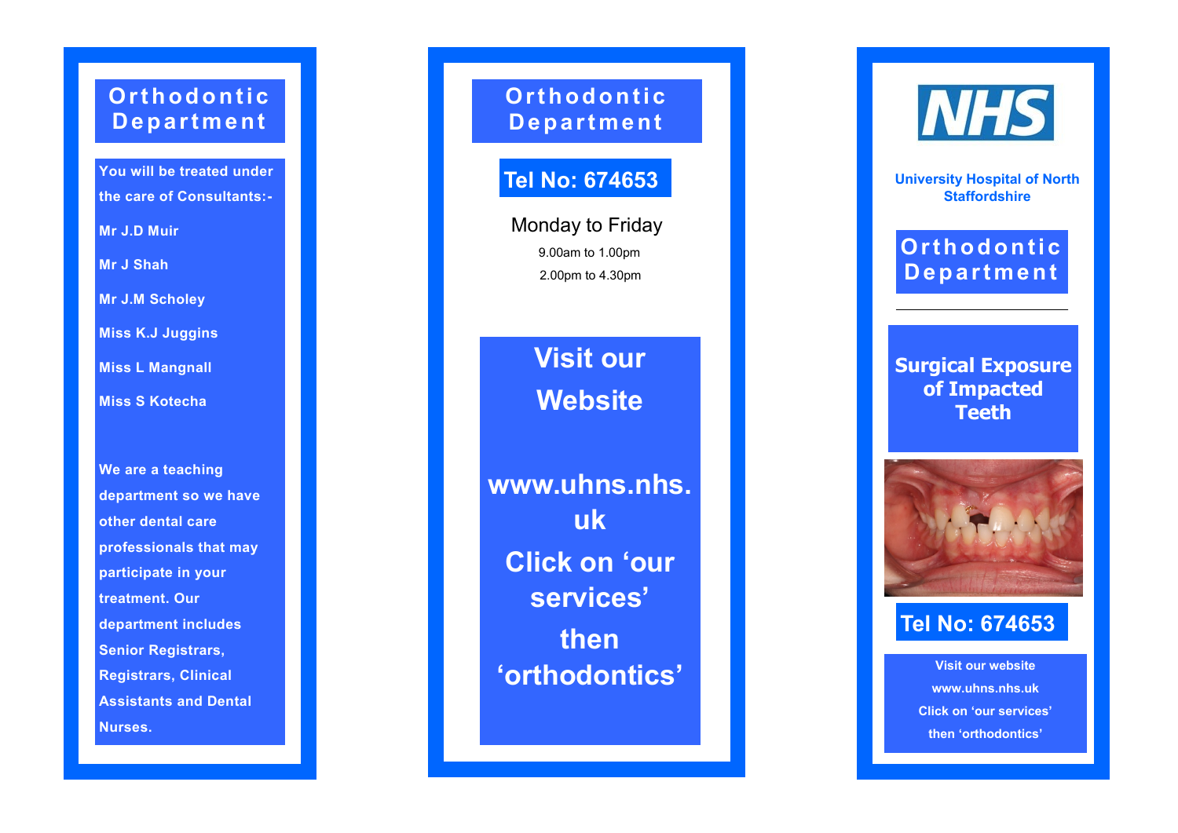## Orthodontic Department

You will be treated under the care of Consultants:-

- Mr J.D Muir
- Mr J Shah
- Mr J.M Scholey
- Miss K.J Juggins
- Miss L Mangnall
- Miss S Kotecha

We are a teaching department so we have other dental care professionals that may participate in your treatment. Our department includes Senior Registrars, Registrars, Clinical Assistants and Dental Nurses.

## Orthodontic Department

**Tel No: 674653**

Monday to Friday

9.00am to 1.00pm

2.00pm to 4.30pm

**Visit our Website**

**www.uhns.nhs.uk**

**Click on 'our services' then 'orthodontics'**

NHS

**University Hospital of North Staffordshire**

## Orthodontic Department

# Surgical Exposure of Impacted Teeth

**Tel No: 674653**

Visit our website

www.uhns.nhs.uk

Click on 'our services'

then 'orthodontics'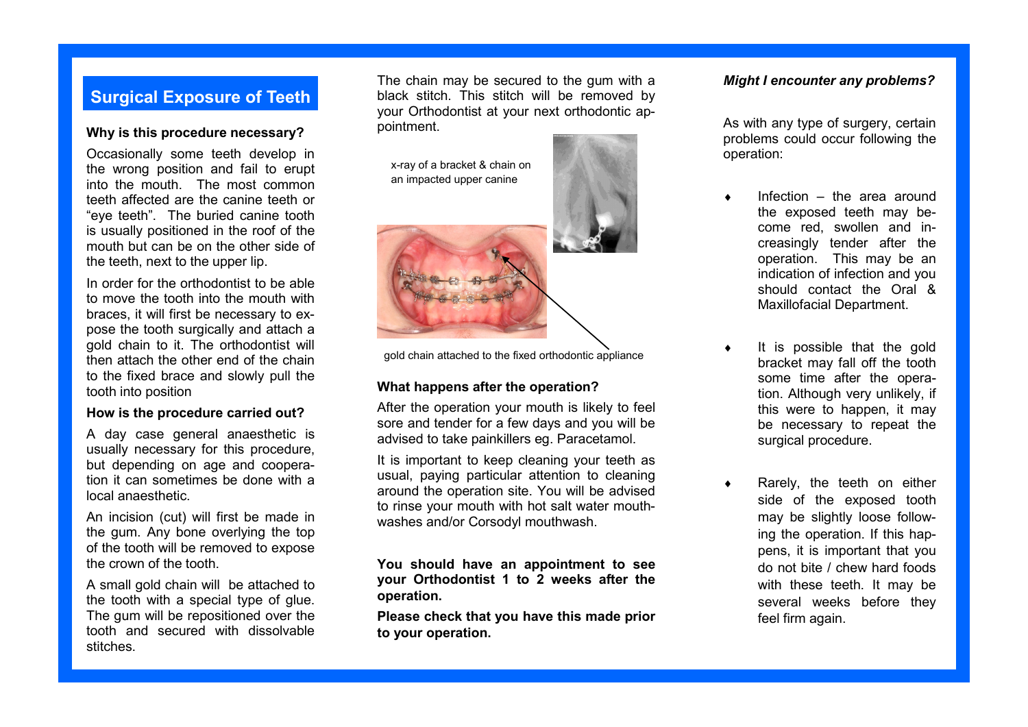## Surgical Exposure of Teeth

**Why is this procedure necessary?**

Occasionally some teeth develop in the wrong position and fail to erupt into the mouth. The most common teeth affected are the canine teeth or "eye teeth". The buried canine tooth is usually positioned in the roof of the mouth but can be on the other side of the teeth, next to the upper lip.

In order for the orthodontist to be able to move the tooth into the mouth with braces, it will first be necessary to expose the tooth surgically and attach a gold chain to it. The orthodontist will then attach the other end of the chain to the fixed brace and slowly pull the tooth into position

**How is the procedure carried out?**

A day case general anaesthetic is usually necessary for this procedure, but depending on age and cooperation it can sometimes be done with a local anaesthetic.

An incision (cut) will first be made in the gum. Any bone overlying the top of the tooth will be removed to expose the crown of the tooth.

A small gold chain will be attached to the tooth with a special type of glue. The gum will be repositioned over the tooth and secured with dissolvable stitches.

The chain may be secured to the gum with a black stitch. This stitch will be removed by your Orthodontist at your next orthodontic appointment.

x-ray of a bracket & chain on an impacted upper canine

gold chain attached to the fixed orthodontic appliance

**What happens after the operation?**

After the operation your mouth is likely to feel sore and tender for a few days and you will be advised to take painkillers eg. Paracetamol.

It is important to keep cleaning your teeth as usual, paying particular attention to cleaning around the operation site. You will be advised to rinse your mouth with hot salt water mouthwashes and/or Corsodyl mouthwash.

**You should have an appointment to see your Orthodontist 1 to 2 weeks after the operation.**

**Please check that you have this made prior to your operation.**

***Might I encounter any problems?***

As with any type of surgery, certain problems could occur following the operation:

- Infection – the area around the exposed teeth may become red, swollen and increasingly tender after the operation. This may be an indication of infection and you should contact the Oral & Maxillofacial Department.
- It is possible that the gold bracket may fall off the tooth some time after the operation. Although very unlikely, if this were to happen, it may be necessary to repeat the surgical procedure.
- Rarely, the teeth on either side of the exposed tooth may be slightly loose following the operation. If this happens, it is important that you do not bite / chew hard foods with these teeth. It may be several weeks before they feel firm again.